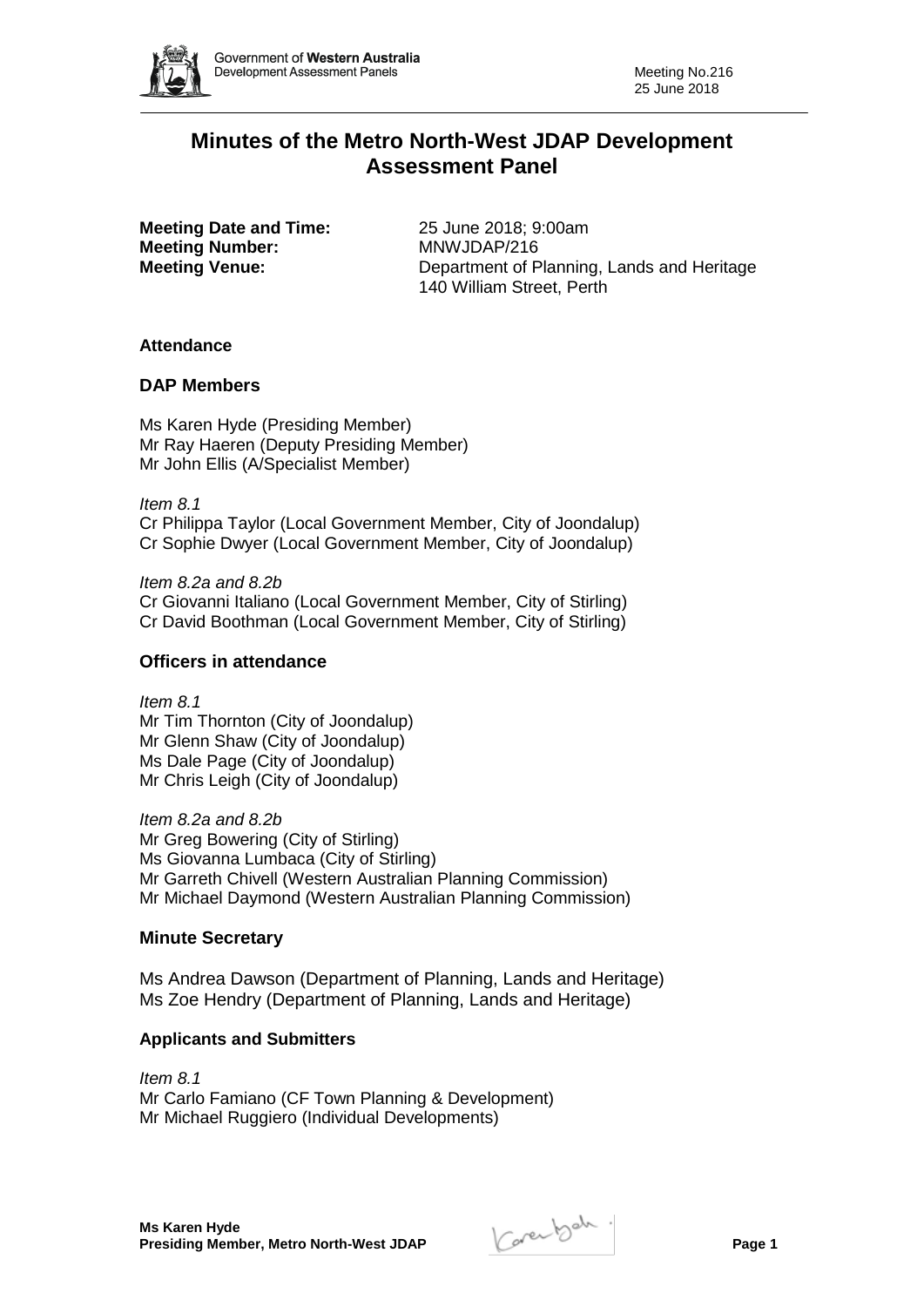# Minutes of the Metro North-West JDAP Development Assessment Panel

**Meeting Date and Time:** 25 June 2018; 9:00am
**Meeting Number:** MNWJDAP/216
**Meeting Venue:** Department of Planning, Lands and Heritage
140 William Street, Perth

### Attendance

### DAP Members

Ms Karen Hyde (Presiding Member)
Mr Ray Haeren (Deputy Presiding Member)
Mr John Ellis (A/Specialist Member)

*Item 8.1*
Cr Philippa Taylor (Local Government Member, City of Joondalup)
Cr Sophie Dwyer (Local Government Member, City of Joondalup)

*Item 8.2a and 8.2b*
Cr Giovanni Italiano (Local Government Member, City of Stirling)
Cr David Boothman (Local Government Member, City of Stirling)

### Officers in attendance

*Item 8.1*
Mr Tim Thornton (City of Joondalup)
Mr Glenn Shaw (City of Joondalup)
Ms Dale Page (City of Joondalup)
Mr Chris Leigh (City of Joondalup)

*Item 8.2a and 8.2b*
Mr Greg Bowering (City of Stirling)
Ms Giovanna Lumbaca (City of Stirling)
Mr Garreth Chivell (Western Australian Planning Commission)
Mr Michael Daymond (Western Australian Planning Commission)

### Minute Secretary

Ms Andrea Dawson (Department of Planning, Lands and Heritage)
Ms Zoe Hendry (Department of Planning, Lands and Heritage)

### Applicants and Submitters

*Item 8.1*
Mr Carlo Famiano (CF Town Planning & Development)
Mr Michael Ruggiero (Individual Developments)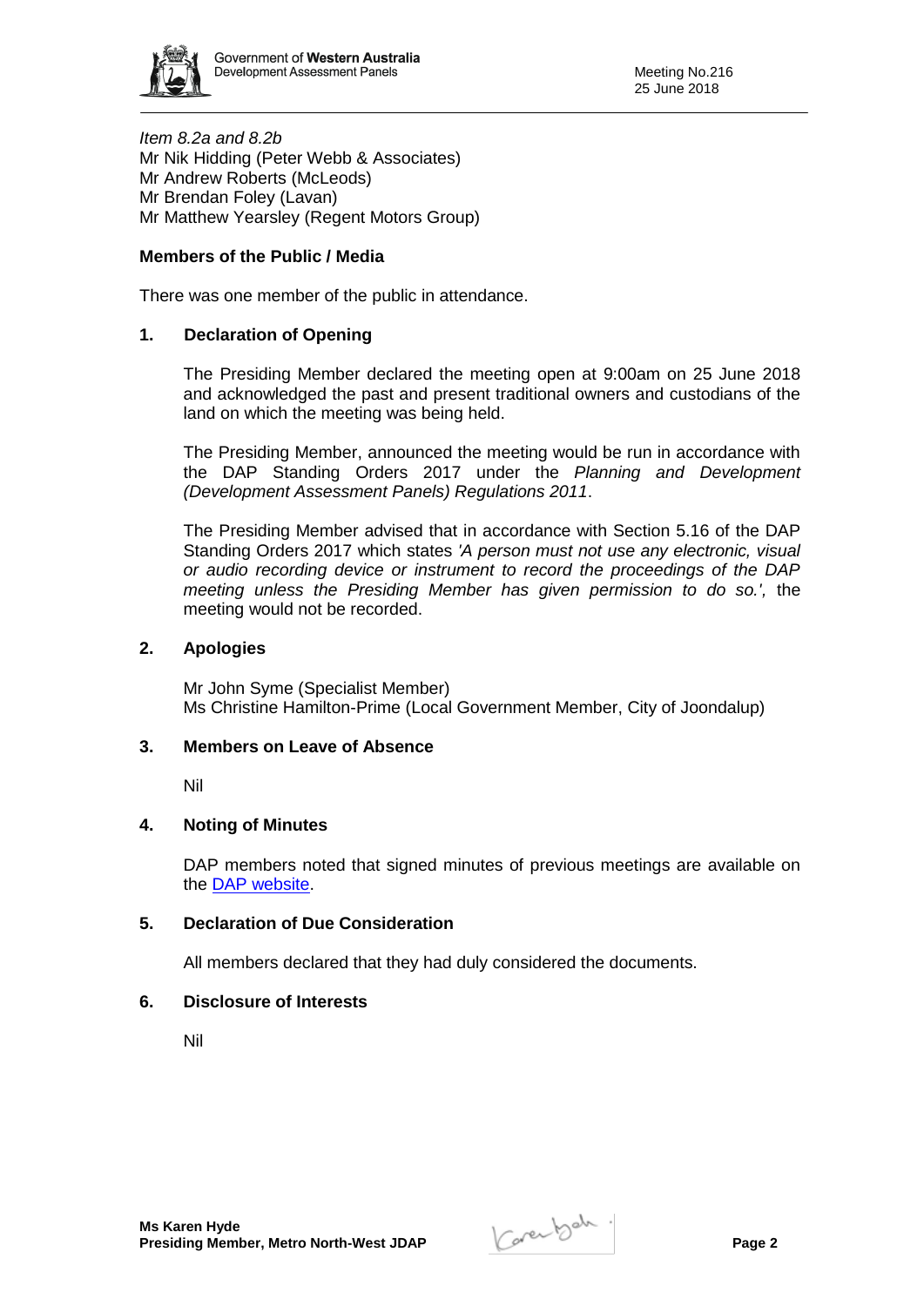*Item 8.2a and 8.2b*
Mr Nik Hidding (Peter Webb & Associates)
Mr Andrew Roberts (McLeods)
Mr Brendan Foley (Lavan)
Mr Matthew Yearsley (Regent Motors Group)

**Members of the Public / Media**

There was one member of the public in attendance.

## 1. Declaration of Opening

The Presiding Member declared the meeting open at 9:00am on 25 June 2018 and acknowledged the past and present traditional owners and custodians of the land on which the meeting was being held.

The Presiding Member, announced the meeting would be run in accordance with the DAP Standing Orders 2017 under the *Planning and Development (Development Assessment Panels) Regulations 2011*.

The Presiding Member advised that in accordance with Section 5.16 of the DAP Standing Orders 2017 which states *'A person must not use any electronic, visual or audio recording device or instrument to record the proceedings of the DAP meeting unless the Presiding Member has given permission to do so.',* the meeting would not be recorded.

## 2. Apologies

Mr John Syme (Specialist Member)
Ms Christine Hamilton-Prime (Local Government Member, City of Joondalup)

## 3. Members on Leave of Absence

Nil

## 4. Noting of Minutes

DAP members noted that signed minutes of previous meetings are available on the DAP website.

## 5. Declaration of Due Consideration

All members declared that they had duly considered the documents.

## 6. Disclosure of Interests

Nil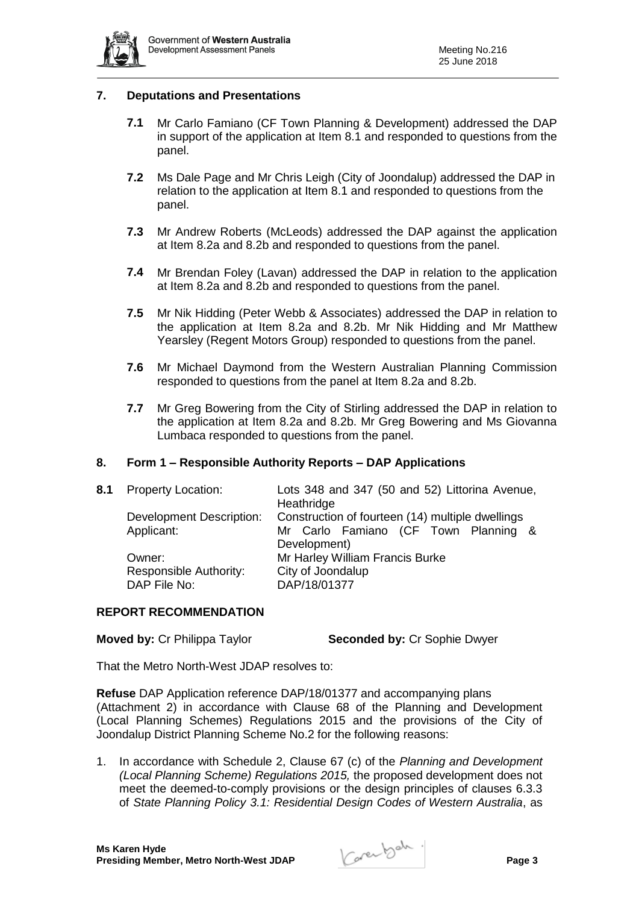## 7. Deputations and Presentations

**7.1** Mr Carlo Famiano (CF Town Planning & Development) addressed the DAP in support of the application at Item 8.1 and responded to questions from the panel.

**7.2** Ms Dale Page and Mr Chris Leigh (City of Joondalup) addressed the DAP in relation to the application at Item 8.1 and responded to questions from the panel.

**7.3** Mr Andrew Roberts (McLeods) addressed the DAP against the application at Item 8.2a and 8.2b and responded to questions from the panel.

**7.4** Mr Brendan Foley (Lavan) addressed the DAP in relation to the application at Item 8.2a and 8.2b and responded to questions from the panel.

**7.5** Mr Nik Hidding (Peter Webb & Associates) addressed the DAP in relation to the application at Item 8.2a and 8.2b. Mr Nik Hidding and Mr Matthew Yearsley (Regent Motors Group) responded to questions from the panel.

**7.6** Mr Michael Daymond from the Western Australian Planning Commission responded to questions from the panel at Item 8.2a and 8.2b.

**7.7** Mr Greg Bowering from the City of Stirling addressed the DAP in relation to the application at Item 8.2a and 8.2b. Mr Greg Bowering and Ms Giovanna Lumbaca responded to questions from the panel.

## 8. Form 1 – Responsible Authority Reports – DAP Applications

**8.1**

| | |
|---|---|
| Property Location: | Lots 348 and 347 (50 and 52) Littorina Avenue, Heathridge |
| Development Description: | Construction of fourteen (14) multiple dwellings |
| Applicant: | Mr Carlo Famiano (CF Town Planning & Development) |
| Owner: | Mr Harley William Francis Burke |
| Responsible Authority: | City of Joondalup |
| DAP File No: | DAP/18/01377 |

**REPORT RECOMMENDATION**

**Moved by:** Cr Philippa Taylor **Seconded by:** Cr Sophie Dwyer

That the Metro North-West JDAP resolves to:

**Refuse** DAP Application reference DAP/18/01377 and accompanying plans (Attachment 2) in accordance with Clause 68 of the Planning and Development (Local Planning Schemes) Regulations 2015 and the provisions of the City of Joondalup District Planning Scheme No.2 for the following reasons:

1. In accordance with Schedule 2, Clause 67 (c) of the *Planning and Development (Local Planning Scheme) Regulations 2015,* the proposed development does not meet the deemed-to-comply provisions or the design principles of clauses 6.3.3 of *State Planning Policy 3.1: Residential Design Codes of Western Australia*, as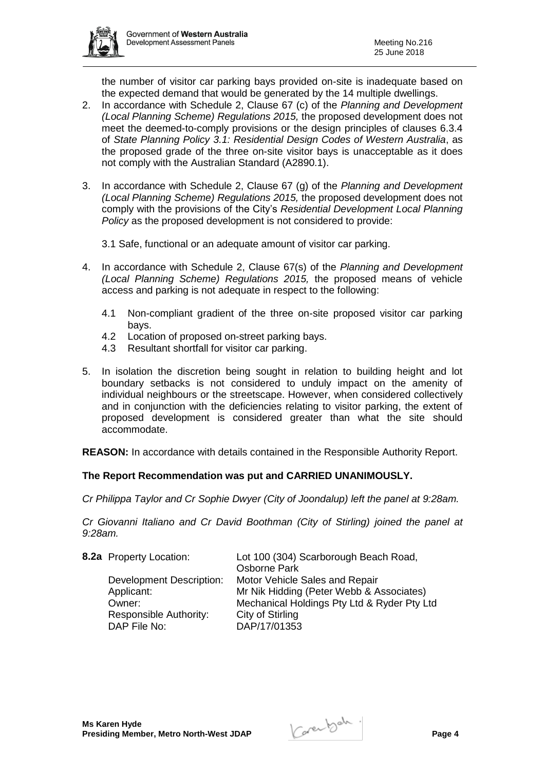the number of visitor car parking bays provided on-site is inadequate based on the expected demand that would be generated by the 14 multiple dwellings.

2. In accordance with Schedule 2, Clause 67 (c) of the *Planning and Development (Local Planning Scheme) Regulations 2015,* the proposed development does not meet the deemed-to-comply provisions or the design principles of clauses 6.3.4 of *State Planning Policy 3.1: Residential Design Codes of Western Australia*, as the proposed grade of the three on-site visitor bays is unacceptable as it does not comply with the Australian Standard (A2890.1).

3. In accordance with Schedule 2, Clause 67 (g) of the *Planning and Development (Local Planning Scheme) Regulations 2015,* the proposed development does not comply with the provisions of the City's *Residential Development Local Planning Policy* as the proposed development is not considered to provide:

   3.1 Safe, functional or an adequate amount of visitor car parking.

4. In accordance with Schedule 2, Clause 67(s) of the *Planning and Development (Local Planning Scheme) Regulations 2015,* the proposed means of vehicle access and parking is not adequate in respect to the following:

   4.1 Non-compliant gradient of the three on-site proposed visitor car parking bays.
   4.2 Location of proposed on-street parking bays.
   4.3 Resultant shortfall for visitor car parking.

5. In isolation the discretion being sought in relation to building height and lot boundary setbacks is not considered to unduly impact on the amenity of individual neighbours or the streetscape. However, when considered collectively and in conjunction with the deficiencies relating to visitor parking, the extent of proposed development is considered greater than what the site should accommodate.

**REASON:** In accordance with details contained in the Responsible Authority Report.

**The Report Recommendation was put and CARRIED UNANIMOUSLY.**

*Cr Philippa Taylor and Cr Sophie Dwyer (City of Joondalup) left the panel at 9:28am.*

*Cr Giovanni Italiano and Cr David Boothman (City of Stirling) joined the panel at 9:28am.*

**8.2a** Property Location: Lot 100 (304) Scarborough Beach Road, Osborne Park
Development Description: Motor Vehicle Sales and Repair
Applicant: Mr Nik Hidding (Peter Webb & Associates)
Owner: Mechanical Holdings Pty Ltd & Ryder Pty Ltd
Responsible Authority: City of Stirling
DAP File No: DAP/17/01353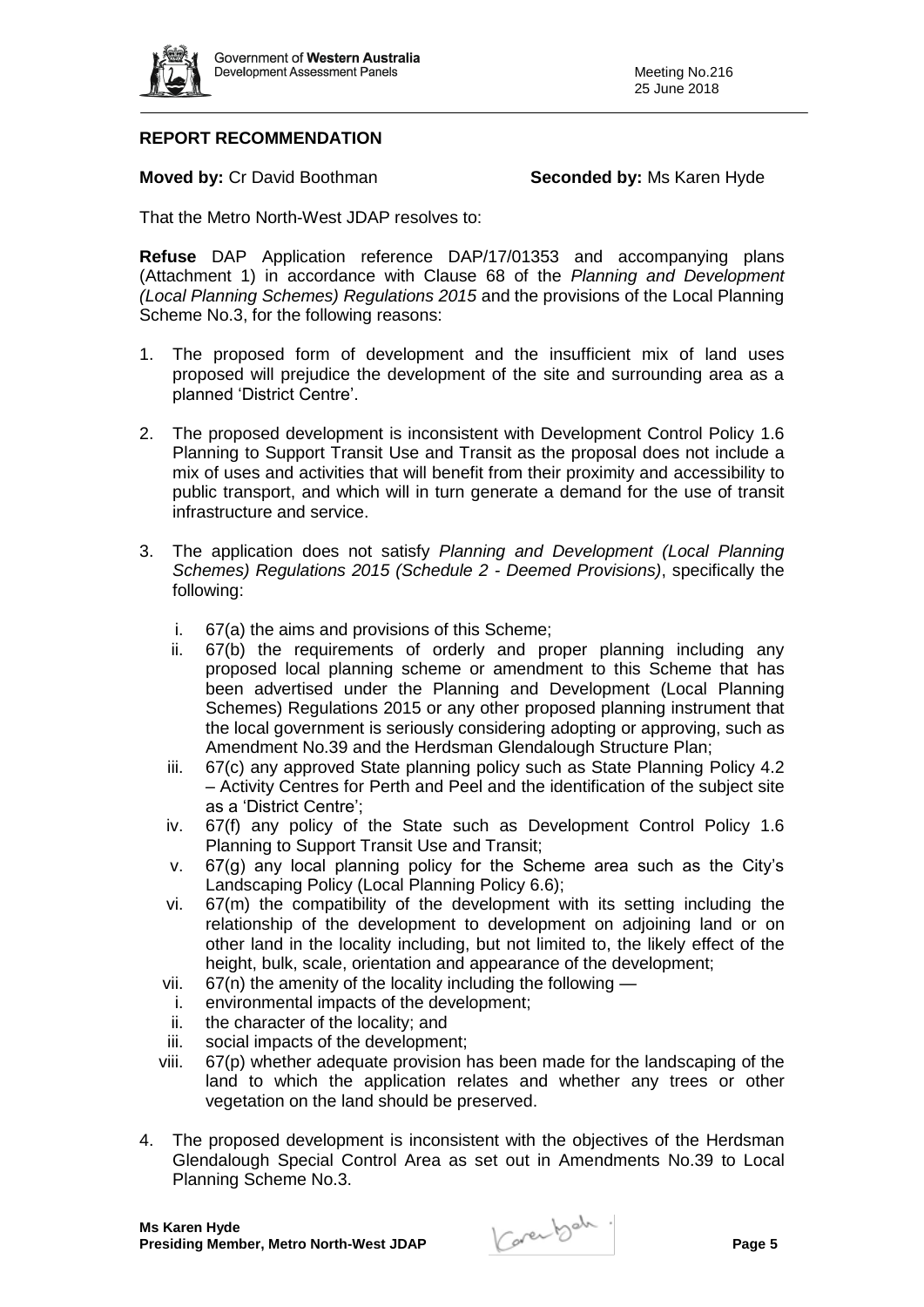## REPORT RECOMMENDATION

**Moved by:** Cr David Boothman **Seconded by:** Ms Karen Hyde

That the Metro North-West JDAP resolves to:

**Refuse** DAP Application reference DAP/17/01353 and accompanying plans (Attachment 1) in accordance with Clause 68 of the *Planning and Development (Local Planning Schemes) Regulations 2015* and the provisions of the Local Planning Scheme No.3, for the following reasons:

1. The proposed form of development and the insufficient mix of land uses proposed will prejudice the development of the site and surrounding area as a planned 'District Centre'.

2. The proposed development is inconsistent with Development Control Policy 1.6 Planning to Support Transit Use and Transit as the proposal does not include a mix of uses and activities that will benefit from their proximity and accessibility to public transport, and which will in turn generate a demand for the use of transit infrastructure and service.

3. The application does not satisfy *Planning and Development (Local Planning Schemes) Regulations 2015 (Schedule 2 - Deemed Provisions)*, specifically the following:

   i. 67(a) the aims and provisions of this Scheme;
   
   ii. 67(b) the requirements of orderly and proper planning including any proposed local planning scheme or amendment to this Scheme that has been advertised under the Planning and Development (Local Planning Schemes) Regulations 2015 or any other proposed planning instrument that the local government is seriously considering adopting or approving, such as Amendment No.39 and the Herdsman Glendalough Structure Plan;
   
   iii. 67(c) any approved State planning policy such as State Planning Policy 4.2 – Activity Centres for Perth and Peel and the identification of the subject site as a 'District Centre';
   
   iv. 67(f) any policy of the State such as Development Control Policy 1.6 Planning to Support Transit Use and Transit;
   
   v. 67(g) any local planning policy for the Scheme area such as the City's Landscaping Policy (Local Planning Policy 6.6);
   
   vi. 67(m) the compatibility of the development with its setting including the relationship of the development to development on adjoining land or on other land in the locality including, but not limited to, the likely effect of the height, bulk, scale, orientation and appearance of the development;
   
   vii. 67(n) the amenity of the locality including the following —
   
      i. environmental impacts of the development;
      
      ii. the character of the locality; and
      
      iii. social impacts of the development;
   
   viii. 67(p) whether adequate provision has been made for the landscaping of the land to which the application relates and whether any trees or other vegetation on the land should be preserved.

4. The proposed development is inconsistent with the objectives of the Herdsman Glendalough Special Control Area as set out in Amendments No.39 to Local Planning Scheme No.3.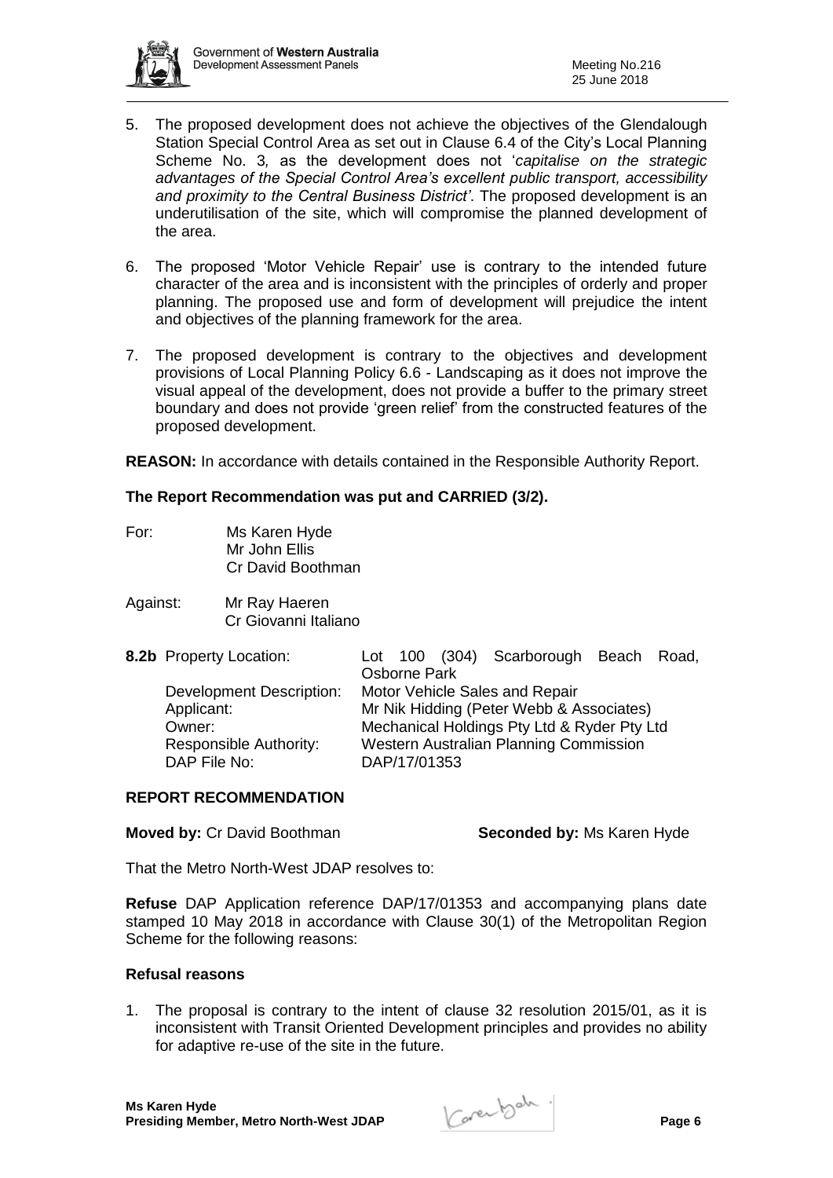5. The proposed development does not achieve the objectives of the Glendalough Station Special Control Area as set out in Clause 6.4 of the City's Local Planning Scheme No. 3, as the development does not '*capitalise on the strategic advantages of the Special Control Area's excellent public transport, accessibility and proximity to the Central Business District'*. The proposed development is an underutilisation of the site, which will compromise the planned development of the area.

6. The proposed 'Motor Vehicle Repair' use is contrary to the intended future character of the area and is inconsistent with the principles of orderly and proper planning. The proposed use and form of development will prejudice the intent and objectives of the planning framework for the area.

7. The proposed development is contrary to the objectives and development provisions of Local Planning Policy 6.6 - Landscaping as it does not improve the visual appeal of the development, does not provide a buffer to the primary street boundary and does not provide 'green relief' from the constructed features of the proposed development.

**REASON:** In accordance with details contained in the Responsible Authority Report.

**The Report Recommendation was put and CARRIED (3/2).**

For: Ms Karen Hyde
Mr John Ellis
Cr David Boothman

Against: Mr Ray Haeren
Cr Giovanni Italiano

| **8.2b** Property Location: | Lot 100 (304) Scarborough Beach Road, Osborne Park |
|---|---|
| Development Description: | Motor Vehicle Sales and Repair |
| Applicant: | Mr Nik Hidding (Peter Webb & Associates) |
| Owner: | Mechanical Holdings Pty Ltd & Ryder Pty Ltd |
| Responsible Authority: | Western Australian Planning Commission |
| DAP File No: | DAP/17/01353 |

**REPORT RECOMMENDATION**

**Moved by:** Cr David Boothman **Seconded by:** Ms Karen Hyde

That the Metro North-West JDAP resolves to:

**Refuse** DAP Application reference DAP/17/01353 and accompanying plans date stamped 10 May 2018 in accordance with Clause 30(1) of the Metropolitan Region Scheme for the following reasons:

**Refusal reasons**

1. The proposal is contrary to the intent of clause 32 resolution 2015/01, as it is inconsistent with Transit Oriented Development principles and provides no ability for adaptive re-use of the site in the future.

**Ms Karen Hyde**
**Presiding Member, Metro North-West JDAP**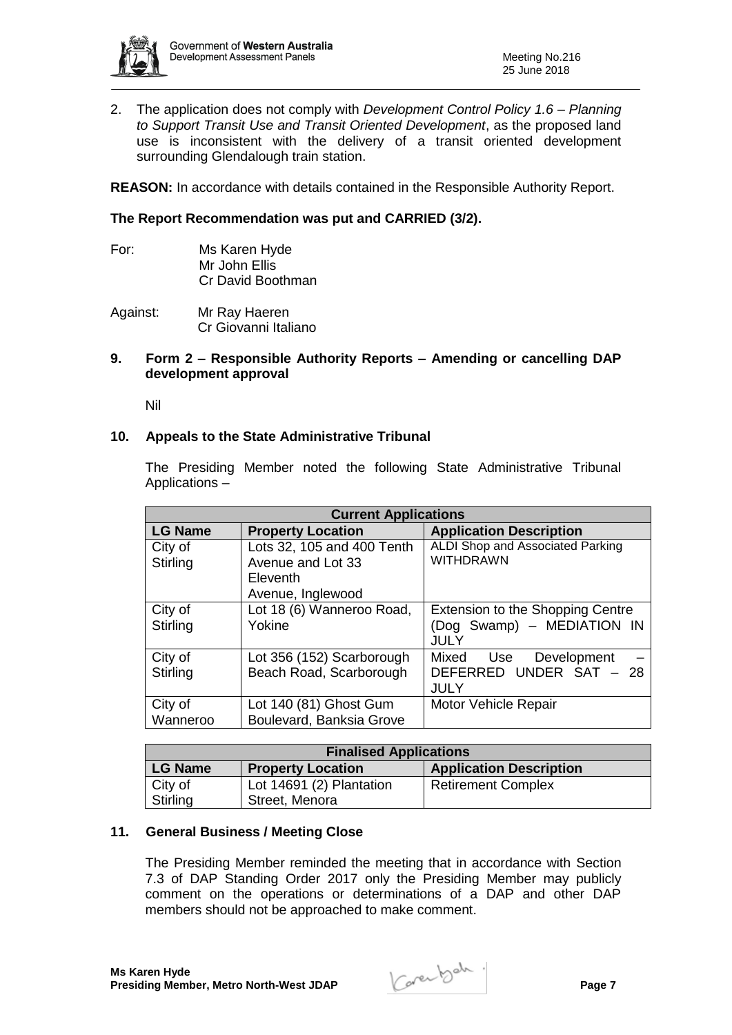2. The application does not comply with *Development Control Policy 1.6 – Planning to Support Transit Use and Transit Oriented Development*, as the proposed land use is inconsistent with the delivery of a transit oriented development surrounding Glendalough train station.

**REASON:** In accordance with details contained in the Responsible Authority Report.

**The Report Recommendation was put and CARRIED (3/2).**

For: Ms Karen Hyde
Mr John Ellis
Cr David Boothman

Against: Mr Ray Haeren
Cr Giovanni Italiano

## 9. Form 2 – Responsible Authority Reports – Amending or cancelling DAP development approval

Nil

## 10. Appeals to the State Administrative Tribunal

The Presiding Member noted the following State Administrative Tribunal Applications –

| **Current Applications** | | |
|---|---|---|
| **LG Name** | **Property Location** | **Application Description** |
| City of Stirling | Lots 32, 105 and 400 Tenth Avenue and Lot 33 Eleventh Avenue, Inglewood | ALDI Shop and Associated Parking WITHDRAWN |
| City of Stirling | Lot 18 (6) Wanneroo Road, Yokine | Extension to the Shopping Centre (Dog Swamp) – MEDIATION IN JULY |
| City of Stirling | Lot 356 (152) Scarborough Beach Road, Scarborough | Mixed Use Development – DEFERRED UNDER SAT – 28 JULY |
| City of Wanneroo | Lot 140 (81) Ghost Gum Boulevard, Banksia Grove | Motor Vehicle Repair |

| **Finalised Applications** | | |
|---|---|---|
| **LG Name** | **Property Location** | **Application Description** |
| City of Stirling | Lot 14691 (2) Plantation Street, Menora | Retirement Complex |

## 11. General Business / Meeting Close

The Presiding Member reminded the meeting that in accordance with Section 7.3 of DAP Standing Order 2017 only the Presiding Member may publicly comment on the operations or determinations of a DAP and other DAP members should not be approached to make comment.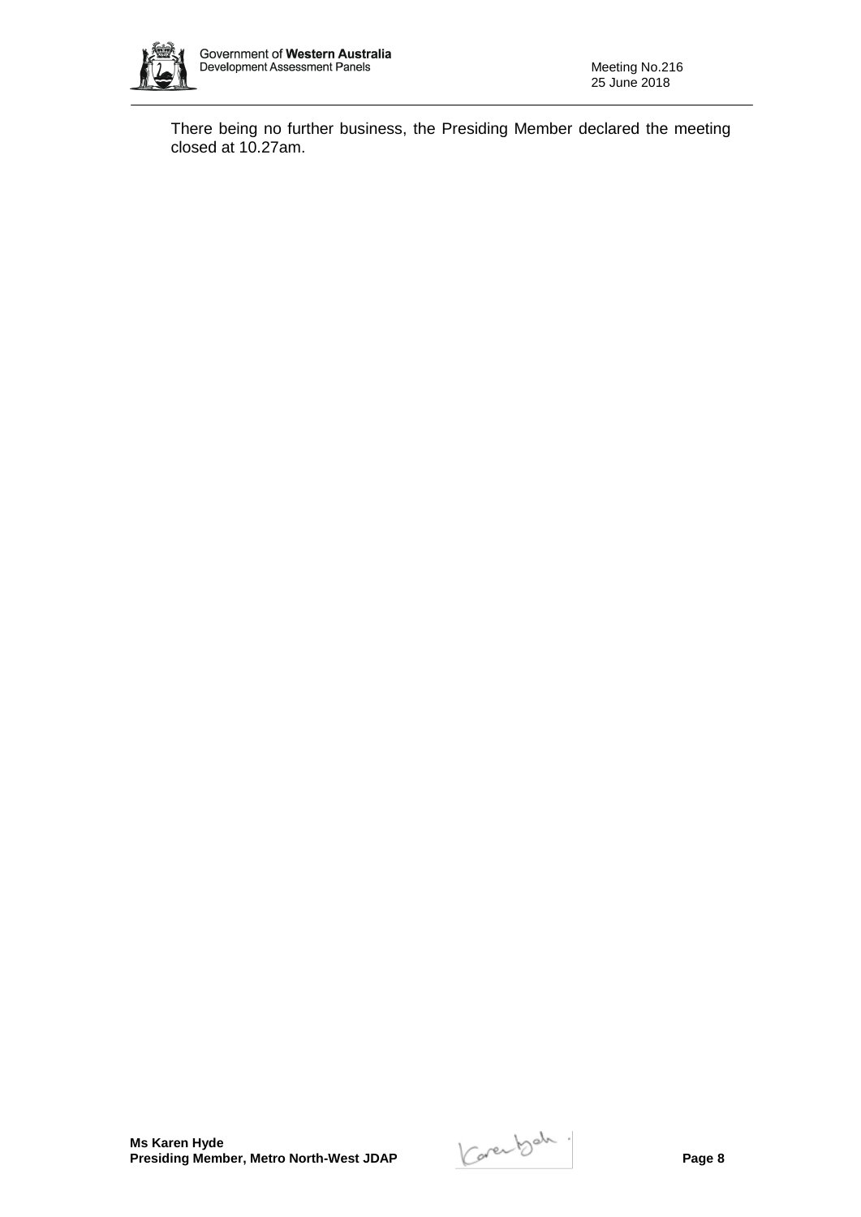There being no further business, the Presiding Member declared the meeting closed at 10.27am.

**Ms Karen Hyde**
**Presiding Member, Metro North-West JDAP**